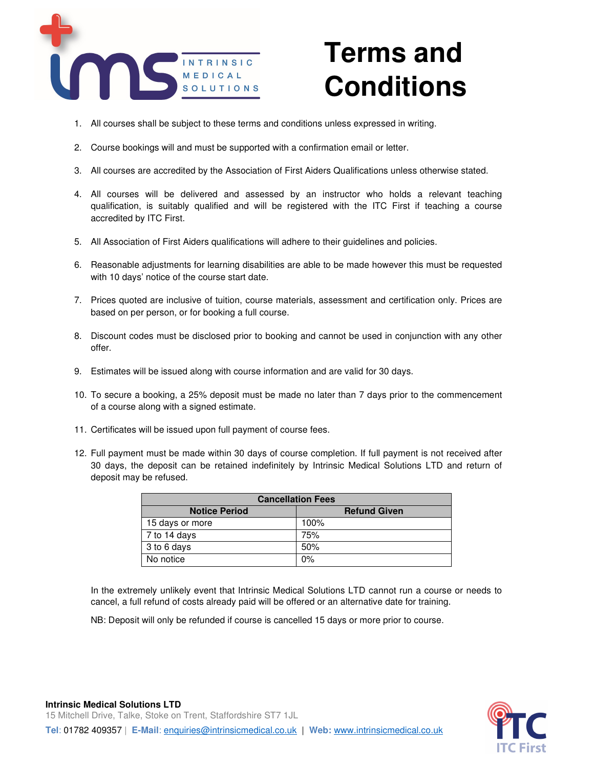# Terms and Conditions

1. All courses shall be subject to these terms and conditions unless expressed in writing.
2. Course bookings will and must be supported with a confirmation email or letter.
3. All courses are accredited by the Association of First Aiders Qualifications unless otherwise stated.
4. All courses will be delivered and assessed by an instructor who holds a relevant teaching qualification, is suitably qualified and will be registered with the ITC First if teaching a course accredited by ITC First.
5. All Association of First Aiders qualifications will adhere to their guidelines and policies.
6. Reasonable adjustments for learning disabilities are able to be made however this must be requested with 10 days' notice of the course start date.
7. Prices quoted are inclusive of tuition, course materials, assessment and certification only. Prices are based on per person, or for booking a full course.
8. Discount codes must be disclosed prior to booking and cannot be used in conjunction with any other offer.
9. Estimates will be issued along with course information and are valid for 30 days.
10. To secure a booking, a 25% deposit must be made no later than 7 days prior to the commencement of a course along with a signed estimate.
11. Certificates will be issued upon full payment of course fees.
12. Full payment must be made within 30 days of course completion. If full payment is not received after 30 days, the deposit can be retained indefinitely by Intrinsic Medical Solutions LTD and return of deposit may be refused.

| Cancellation Fees | |
|---|---|
| **Notice Period** | **Refund Given** |
| 15 days or more | 100% |
| 7 to 14 days | 75% |
| 3 to 6 days | 50% |
| No notice | 0% |

In the extremely unlikely event that Intrinsic Medical Solutions LTD cannot run a course or needs to cancel, a full refund of costs already paid will be offered or an alternative date for training.

NB: Deposit will only be refunded if course is cancelled 15 days or more prior to course.

**Intrinsic Medical Solutions LTD**
15 Mitchell Drive, Talke, Stoke on Trent, Staffordshire ST7 1JL
**Tel**: 01782 409357 | **E-Mail**: enquiries@intrinsicmedical.co.uk | **Web:** www.intrinsicmedical.co.uk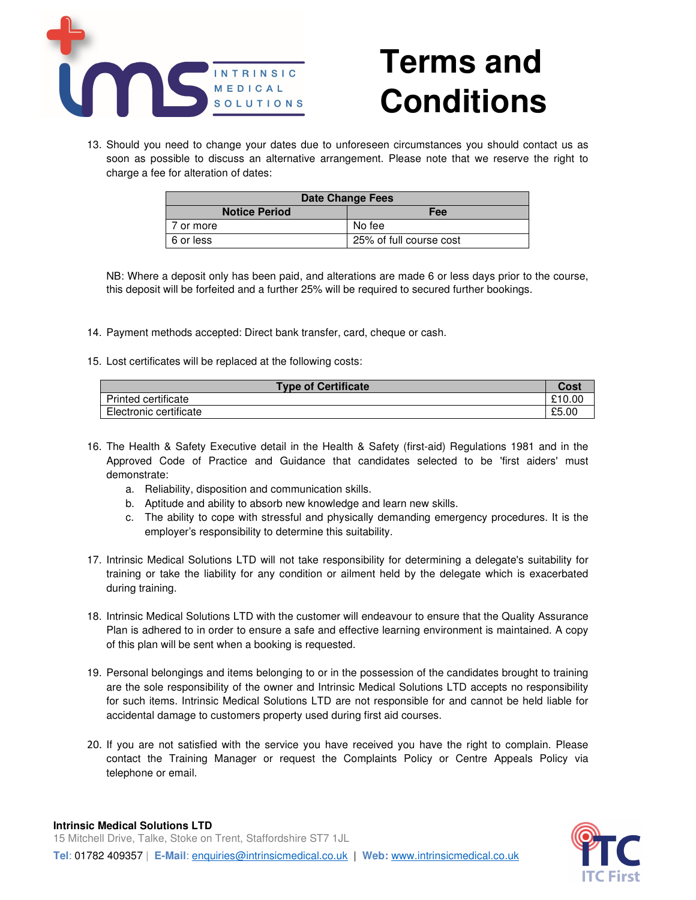# Terms and Conditions

13. Should you need to change your dates due to unforeseen circumstances you should contact us as soon as possible to discuss an alternative arrangement. Please note that we reserve the right to charge a fee for alteration of dates:

| Date Change Fees | |
|---|---|
| **Notice Period** | **Fee** |
| 7 or more | No fee |
| 6 or less | 25% of full course cost |

NB: Where a deposit only has been paid, and alterations are made 6 or less days prior to the course, this deposit will be forfeited and a further 25% will be required to secured further bookings.

14. Payment methods accepted: Direct bank transfer, card, cheque or cash.

15. Lost certificates will be replaced at the following costs:

| Type of Certificate | Cost |
|---|---|
| Printed certificate | £10.00 |
| Electronic certificate | £5.00 |

16. The Health & Safety Executive detail in the Health & Safety (first-aid) Regulations 1981 and in the Approved Code of Practice and Guidance that candidates selected to be 'first aiders' must demonstrate:
    a. Reliability, disposition and communication skills.
    b. Aptitude and ability to absorb new knowledge and learn new skills.
    c. The ability to cope with stressful and physically demanding emergency procedures. It is the employer's responsibility to determine this suitability.

17. Intrinsic Medical Solutions LTD will not take responsibility for determining a delegate's suitability for training or take the liability for any condition or ailment held by the delegate which is exacerbated during training.

18. Intrinsic Medical Solutions LTD with the customer will endeavour to ensure that the Quality Assurance Plan is adhered to in order to ensure a safe and effective learning environment is maintained. A copy of this plan will be sent when a booking is requested.

19. Personal belongings and items belonging to or in the possession of the candidates brought to training are the sole responsibility of the owner and Intrinsic Medical Solutions LTD accepts no responsibility for such items. Intrinsic Medical Solutions LTD are not responsible for and cannot be held liable for accidental damage to customers property used during first aid courses.

20. If you are not satisfied with the service you have received you have the right to complain. Please contact the Training Manager or request the Complaints Policy or Centre Appeals Policy via telephone or email.

**Intrinsic Medical Solutions LTD**
15 Mitchell Drive, Talke, Stoke on Trent, Staffordshire ST7 1JL
**Tel**: 01782 409357 | **E-Mail**: enquiries@intrinsicmedical.co.uk | **Web:** www.intrinsicmedical.co.uk